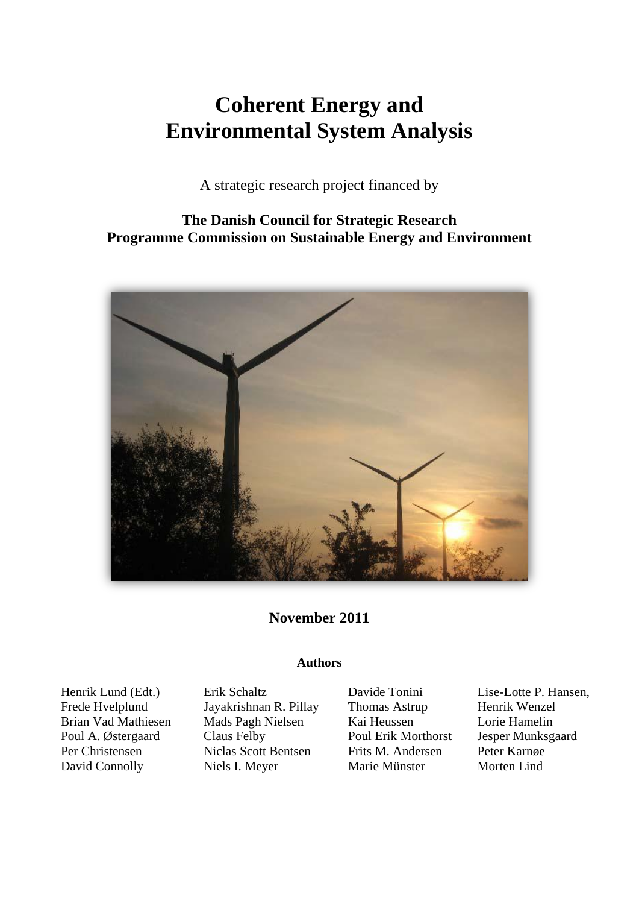# Coherent Energy and Environmental System Analysis

A strategic research project financed by

**The Danish Council for Strategic Research**
**Programme Commission on Sustainable Energy and Environment**

**November 2011**

**Authors**

Henrik Lund (Edt.)
Frede Hvelplund
Brian Vad Mathiesen
Poul A. Østergaard
Per Christensen
David Connolly
Erik Schaltz
Jayakrishnan R. Pillay
Mads Pagh Nielsen
Claus Felby
Niclas Scott Bentsen
Niels I. Meyer
Davide Tonini
Thomas Astrup
Kai Heussen
Poul Erik Morthorst
Frits M. Andersen
Marie Münster
Lise-Lotte P. Hansen,
Henrik Wenzel
Lorie Hamelin
Jesper Munksgaard
Peter Karnøe
Morten Lind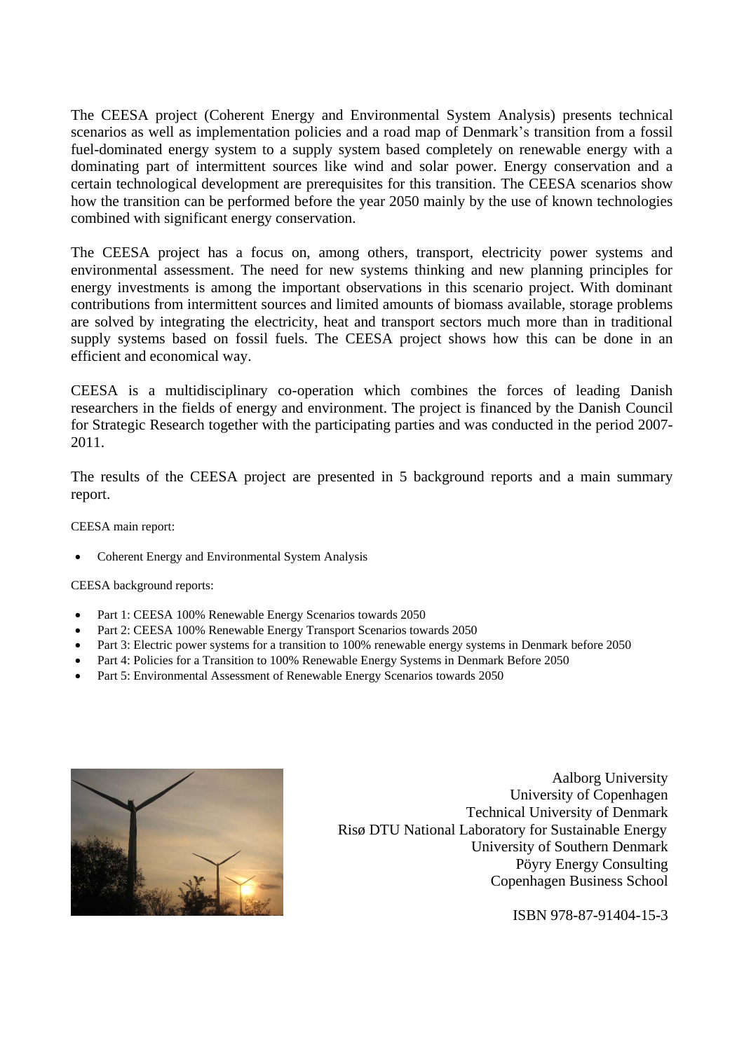The CEESA project (Coherent Energy and Environmental System Analysis) presents technical scenarios as well as implementation policies and a road map of Denmark's transition from a fossil fuel-dominated energy system to a supply system based completely on renewable energy with a dominating part of intermittent sources like wind and solar power. Energy conservation and a certain technological development are prerequisites for this transition. The CEESA scenarios show how the transition can be performed before the year 2050 mainly by the use of known technologies combined with significant energy conservation.

The CEESA project has a focus on, among others, transport, electricity power systems and environmental assessment. The need for new systems thinking and new planning principles for energy investments is among the important observations in this scenario project. With dominant contributions from intermittent sources and limited amounts of biomass available, storage problems are solved by integrating the electricity, heat and transport sectors much more than in traditional supply systems based on fossil fuels. The CEESA project shows how this can be done in an efficient and economical way.

CEESA is a multidisciplinary co-operation which combines the forces of leading Danish researchers in the fields of energy and environment. The project is financed by the Danish Council for Strategic Research together with the participating parties and was conducted in the period 2007-2011.

The results of the CEESA project are presented in 5 background reports and a main summary report.

CEESA main report:

- Coherent Energy and Environmental System Analysis

CEESA background reports:

- Part 1: CEESA 100% Renewable Energy Scenarios towards 2050
- Part 2: CEESA 100% Renewable Energy Transport Scenarios towards 2050
- Part 3: Electric power systems for a transition to 100% renewable energy systems in Denmark before 2050
- Part 4: Policies for a Transition to 100% Renewable Energy Systems in Denmark Before 2050
- Part 5: Environmental Assessment of Renewable Energy Scenarios towards 2050

Aalborg University
University of Copenhagen
Technical University of Denmark
Risø DTU National Laboratory for Sustainable Energy
University of Southern Denmark
Pöyry Energy Consulting
Copenhagen Business School

ISBN 978-87-91404-15-3